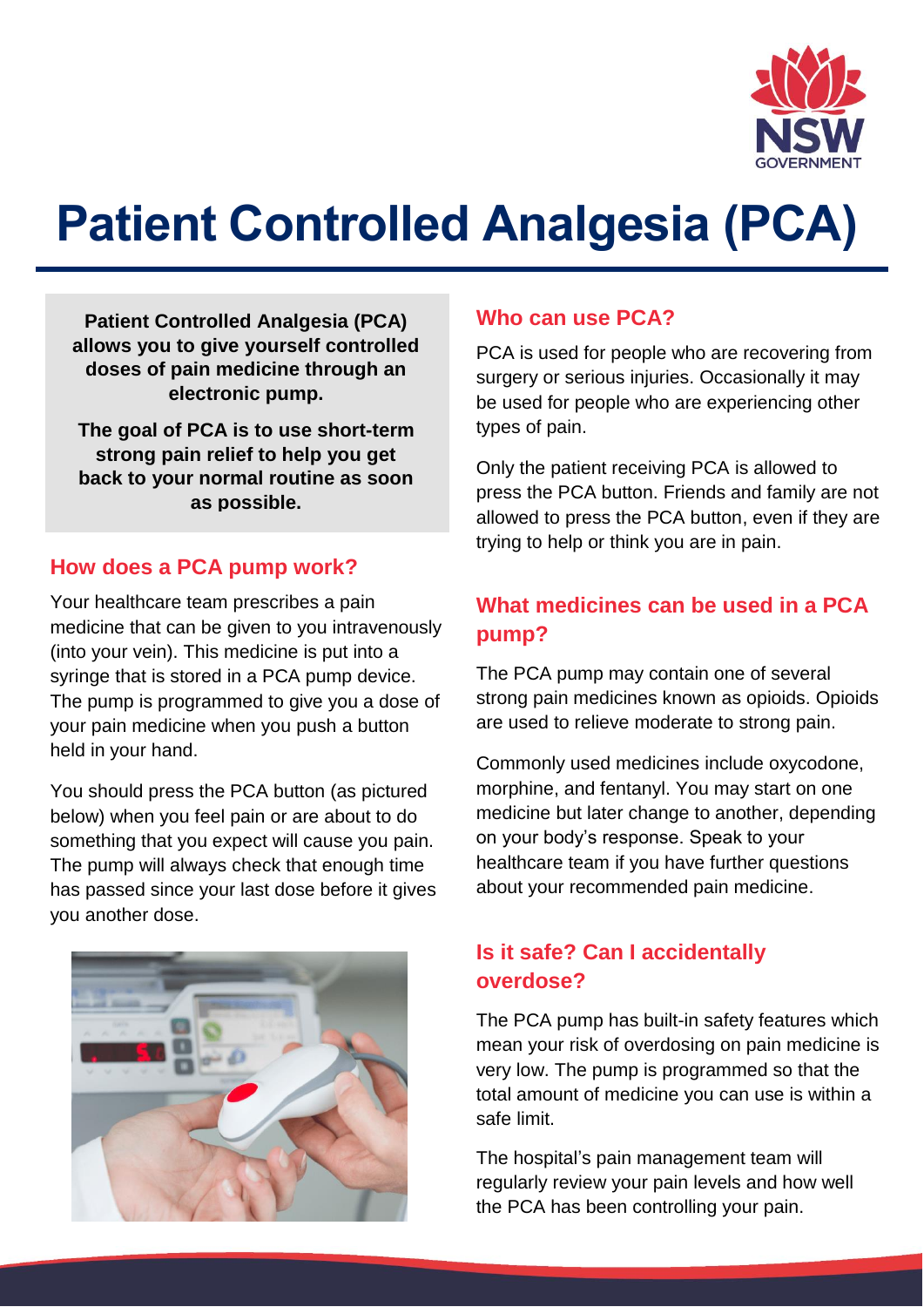# Patient Controlled Analgesia (PCA)

**Patient Controlled Analgesia (PCA) allows you to give yourself controlled doses of pain medicine through an electronic pump.**

**The goal of PCA is to use short-term strong pain relief to help you get back to your normal routine as soon as possible.**

## How does a PCA pump work?

Your healthcare team prescribes a pain medicine that can be given to you intravenously (into your vein). This medicine is put into a syringe that is stored in a PCA pump device. The pump is programmed to give you a dose of your pain medicine when you push a button held in your hand.

You should press the PCA button (as pictured below) when you feel pain or are about to do something that you expect will cause you pain. The pump will always check that enough time has passed since your last dose before it gives you another dose.

## Who can use PCA?

PCA is used for people who are recovering from surgery or serious injuries. Occasionally it may be used for people who are experiencing other types of pain.

Only the patient receiving PCA is allowed to press the PCA button. Friends and family are not allowed to press the PCA button, even if they are trying to help or think you are in pain.

## What medicines can be used in a PCA pump?

The PCA pump may contain one of several strong pain medicines known as opioids. Opioids are used to relieve moderate to strong pain.

Commonly used medicines include oxycodone, morphine, and fentanyl. You may start on one medicine but later change to another, depending on your body's response. Speak to your healthcare team if you have further questions about your recommended pain medicine.

## Is it safe? Can I accidentally overdose?

The PCA pump has built-in safety features which mean your risk of overdosing on pain medicine is very low. The pump is programmed so that the total amount of medicine you can use is within a safe limit.

The hospital's pain management team will regularly review your pain levels and how well the PCA has been controlling your pain.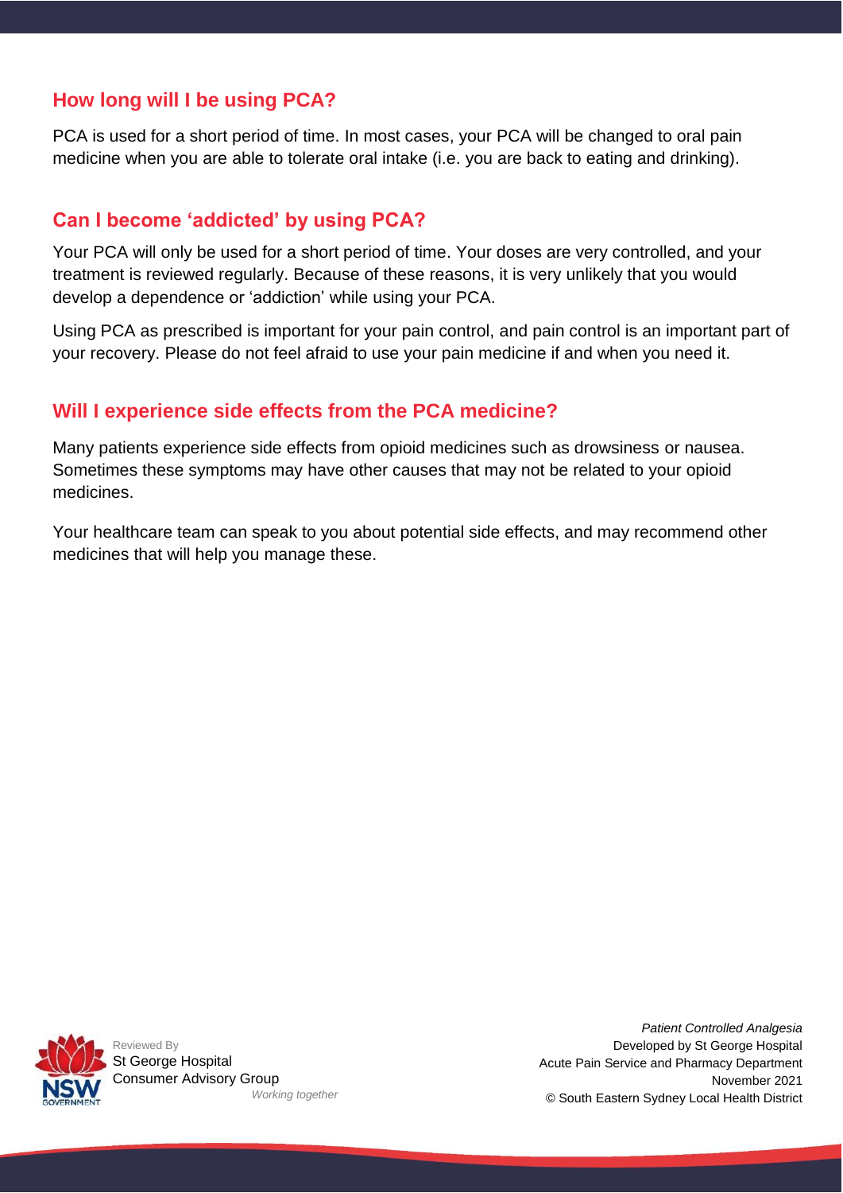## How long will I be using PCA?

PCA is used for a short period of time. In most cases, your PCA will be changed to oral pain medicine when you are able to tolerate oral intake (i.e. you are back to eating and drinking).

## Can I become 'addicted' by using PCA?

Your PCA will only be used for a short period of time. Your doses are very controlled, and your treatment is reviewed regularly. Because of these reasons, it is very unlikely that you would develop a dependence or 'addiction' while using your PCA.

Using PCA as prescribed is important for your pain control, and pain control is an important part of your recovery. Please do not feel afraid to use your pain medicine if and when you need it.

## Will I experience side effects from the PCA medicine?

Many patients experience side effects from opioid medicines such as drowsiness or nausea. Sometimes these symptoms may have other causes that may not be related to your opioid medicines.

Your healthcare team can speak to you about potential side effects, and may recommend other medicines that will help you manage these.

Reviewed By
St George Hospital
Consumer Advisory Group
*Working together*

*Patient Controlled Analgesia*
Developed by St George Hospital
Acute Pain Service and Pharmacy Department
November 2021
© South Eastern Sydney Local Health District